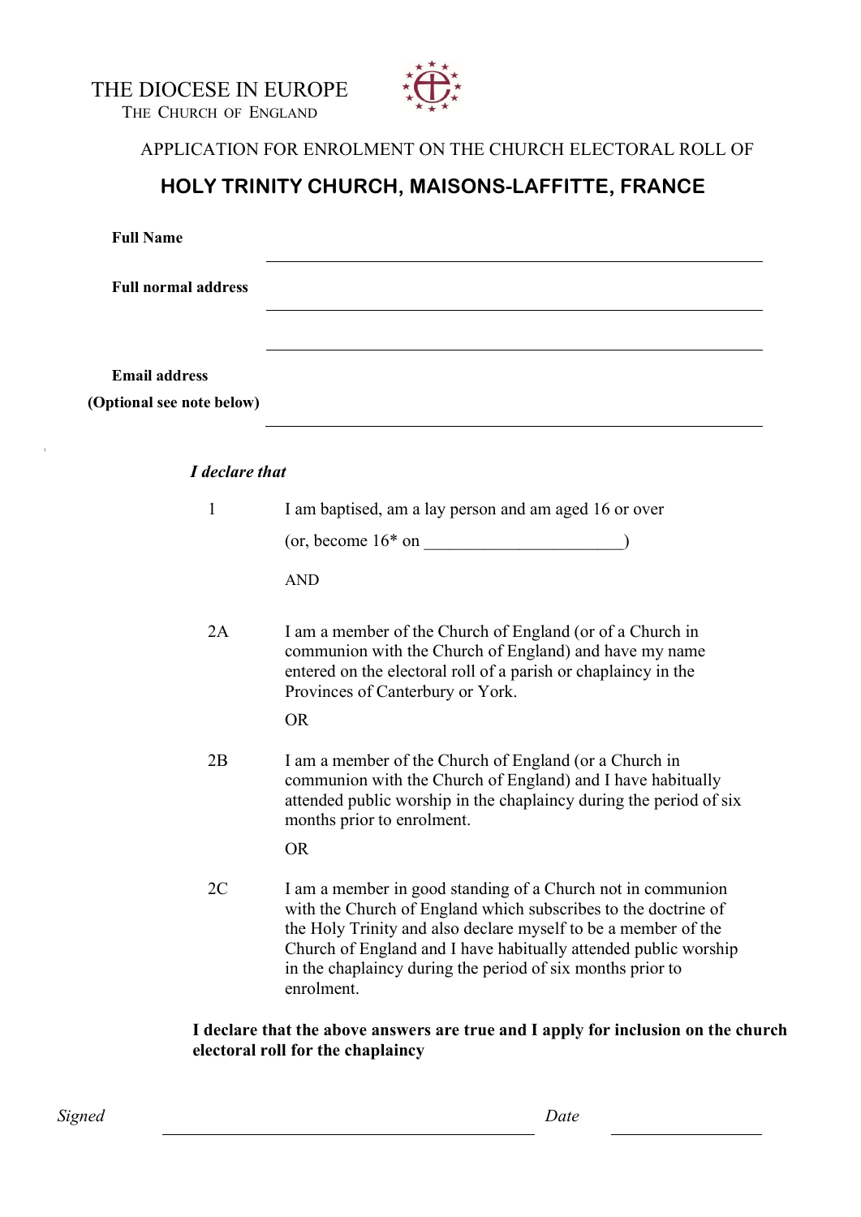THE DIOCESE IN EUROPE
THE CHURCH OF ENGLAND

APPLICATION FOR ENROLMENT ON THE CHURCH ELECTORAL ROLL OF

# HOLY TRINITY CHURCH, MAISONS-LAFFITTE, FRANCE

**Full Name** \_\_\_\_\_\_\_\_\_\_\_\_\_\_\_\_\_\_\_\_\_\_\_\_\_\_\_\_\_\_\_\_\_\_\_\_\_\_\_\_\_\_\_\_

**Full normal address** \_\_\_\_\_\_\_\_\_\_\_\_\_\_\_\_\_\_\_\_\_\_\_\_\_\_\_\_\_\_\_\_\_\_\_\_\_\_\_\_\_\_\_\_

\_\_\_\_\_\_\_\_\_\_\_\_\_\_\_\_\_\_\_\_\_\_\_\_\_\_\_\_\_\_\_\_\_\_\_\_\_\_\_\_\_\_\_\_

**Email address**
**(Optional see note below)** \_\_\_\_\_\_\_\_\_\_\_\_\_\_\_\_\_\_\_\_\_\_\_\_\_\_\_\_\_\_\_\_\_\_\_\_\_\_\_\_\_\_\_\_

***I declare that***

1. I am baptised, am a lay person and am aged 16 or over
   (or, become 16* on \_\_\_\_\_\_\_\_\_\_\_\_\_\_\_\_\_\_\_\_\_\_\_)

   AND

2A. I am a member of the Church of England (or of a Church in communion with the Church of England) and have my name entered on the electoral roll of a parish or chaplaincy in the Provinces of Canterbury or York.

   OR

2B. I am a member of the Church of England (or a Church in communion with the Church of England) and I have habitually attended public worship in the chaplaincy during the period of six months prior to enrolment.

   OR

2C. I am a member in good standing of a Church not in communion with the Church of England which subscribes to the doctrine of the Holy Trinity and also declare myself to be a member of the Church of England and I have habitually attended public worship in the chaplaincy during the period of six months prior to enrolment.

**I declare that the above answers are true and I apply for inclusion on the church electoral roll for the chaplaincy**

*Signed* \_\_\_\_\_\_\_\_\_\_\_\_\_\_\_\_\_\_\_\_\_\_\_\_\_\_\_\_\_\_\_\_\_\_\_\_ *Date* \_\_\_\_\_\_\_\_\_\_\_\_\_\_\_\_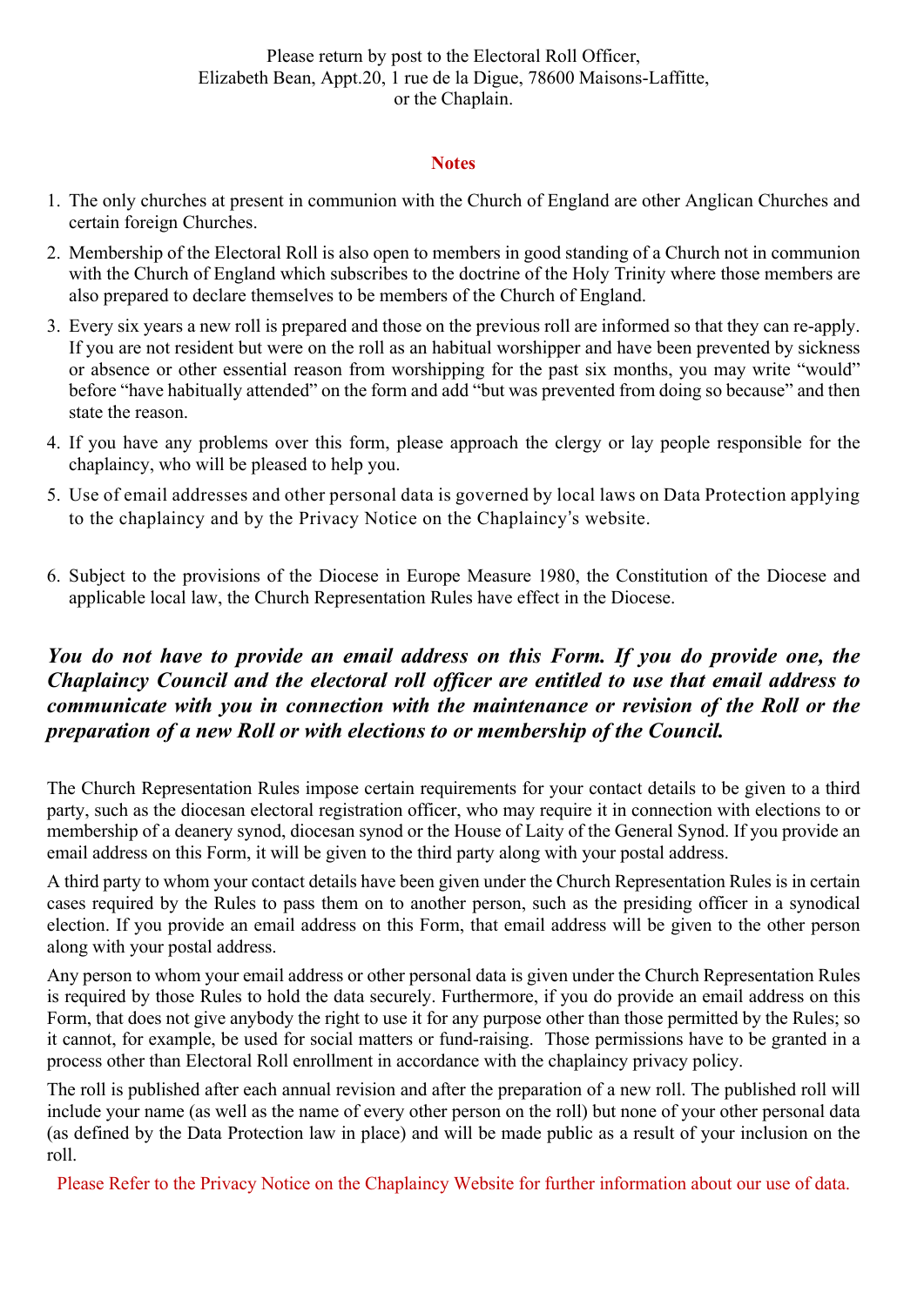Please return by post to the Electoral Roll Officer,
Elizabeth Bean, Appt.20, 1 rue de la Digue, 78600 Maisons-Laffitte,
or the Chaplain.

## Notes

1. The only churches at present in communion with the Church of England are other Anglican Churches and certain foreign Churches.
2. Membership of the Electoral Roll is also open to members in good standing of a Church not in communion with the Church of England which subscribes to the doctrine of the Holy Trinity where those members are also prepared to declare themselves to be members of the Church of England.
3. Every six years a new roll is prepared and those on the previous roll are informed so that they can re-apply. If you are not resident but were on the roll as an habitual worshipper and have been prevented by sickness or absence or other essential reason from worshipping for the past six months, you may write "would" before "have habitually attended" on the form and add "but was prevented from doing so because" and then state the reason.
4. If you have any problems over this form, please approach the clergy or lay people responsible for the chaplaincy, who will be pleased to help you.
5. Use of email addresses and other personal data is governed by local laws on Data Protection applying to the chaplaincy and by the Privacy Notice on the Chaplaincy's website.
6. Subject to the provisions of the Diocese in Europe Measure 1980, the Constitution of the Diocese and applicable local law, the Church Representation Rules have effect in the Diocese.

***You do not have to provide an email address on this Form. If you do provide one, the Chaplaincy Council and the electoral roll officer are entitled to use that email address to communicate with you in connection with the maintenance or revision of the Roll or the preparation of a new Roll or with elections to or membership of the Council.***

The Church Representation Rules impose certain requirements for your contact details to be given to a third party, such as the diocesan electoral registration officer, who may require it in connection with elections to or membership of a deanery synod, diocesan synod or the House of Laity of the General Synod. If you provide an email address on this Form, it will be given to the third party along with your postal address.

A third party to whom your contact details have been given under the Church Representation Rules is in certain cases required by the Rules to pass them on to another person, such as the presiding officer in a synodical election. If you provide an email address on this Form, that email address will be given to the other person along with your postal address.

Any person to whom your email address or other personal data is given under the Church Representation Rules is required by those Rules to hold the data securely. Furthermore, if you do provide an email address on this Form, that does not give anybody the right to use it for any purpose other than those permitted by the Rules; so it cannot, for example, be used for social matters or fund-raising. Those permissions have to be granted in a process other than Electoral Roll enrollment in accordance with the chaplaincy privacy policy.

The roll is published after each annual revision and after the preparation of a new roll. The published roll will include your name (as well as the name of every other person on the roll) but none of your other personal data (as defined by the Data Protection law in place) and will be made public as a result of your inclusion on the roll.

Please Refer to the Privacy Notice on the Chaplaincy Website for further information about our use of data.